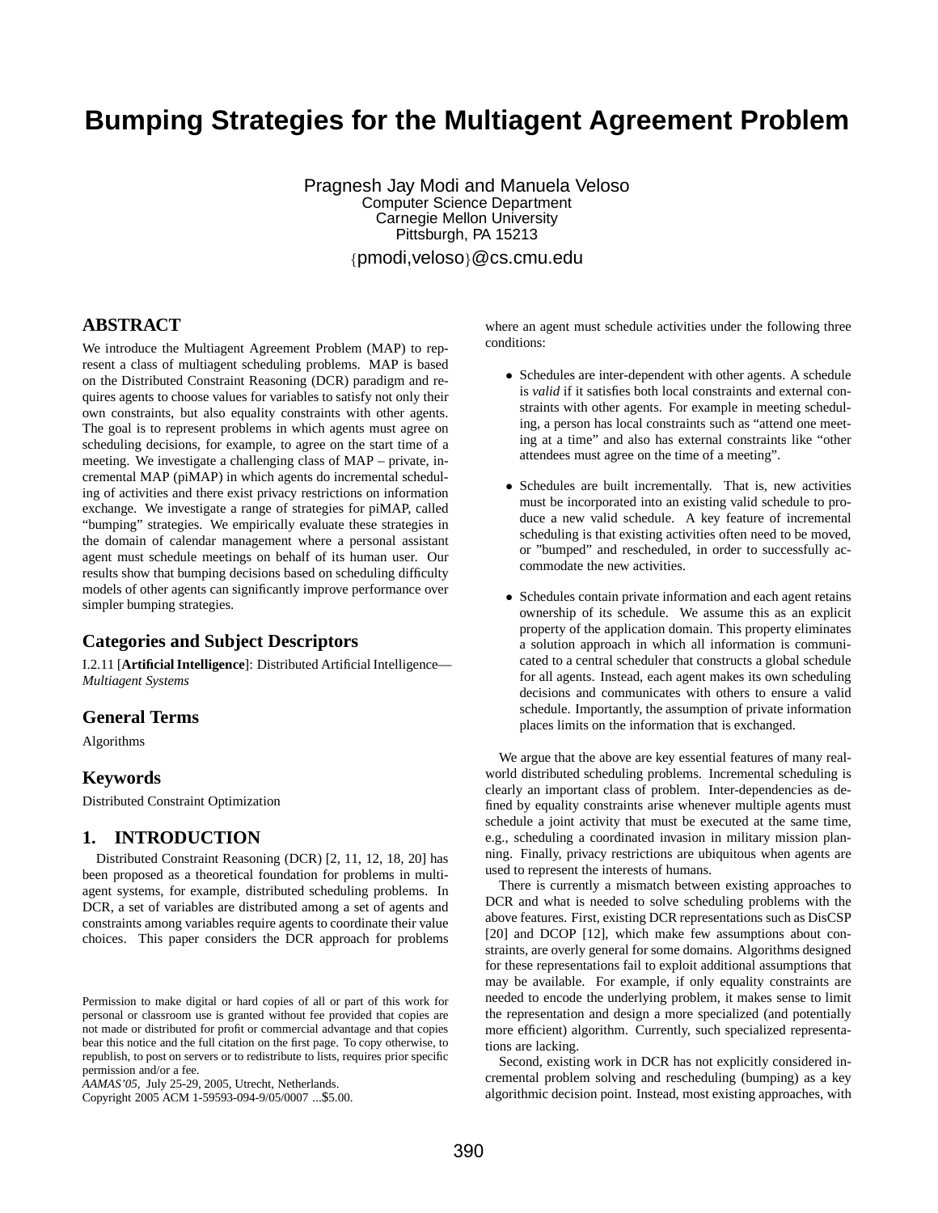# Bumping Strategies for the Multiagent Agreement Problem

Pragnesh Jay Modi and Manuela Veloso
Computer Science Department
Carnegie Mellon University
Pittsburgh, PA 15213
{pmodi,veloso}@cs.cmu.edu

## ABSTRACT

We introduce the Multiagent Agreement Problem (MAP) to represent a class of multiagent scheduling problems. MAP is based on the Distributed Constraint Reasoning (DCR) paradigm and requires agents to choose values for variables to satisfy not only their own constraints, but also equality constraints with other agents. The goal is to represent problems in which agents must agree on scheduling decisions, for example, to agree on the start time of a meeting. We investigate a challenging class of MAP – private, incremental MAP (piMAP) in which agents do incremental scheduling of activities and there exist privacy restrictions on information exchange. We investigate a range of strategies for piMAP, called "bumping" strategies. We empirically evaluate these strategies in the domain of calendar management where a personal assistant agent must schedule meetings on behalf of its human user. Our results show that bumping decisions based on scheduling difficulty models of other agents can significantly improve performance over simpler bumping strategies.

## Categories and Subject Descriptors

I.2.11 [**Artificial Intelligence**]: Distributed Artificial Intelligence—*Multiagent Systems*

## General Terms

Algorithms

## Keywords

Distributed Constraint Optimization

## 1. INTRODUCTION

Distributed Constraint Reasoning (DCR) [2, 11, 12, 18, 20] has been proposed as a theoretical foundation for problems in multiagent systems, for example, distributed scheduling problems. In DCR, a set of variables are distributed among a set of agents and constraints among variables require agents to coordinate their value choices. This paper considers the DCR approach for problems where an agent must schedule activities under the following three conditions:

- Schedules are inter-dependent with other agents. A schedule is *valid* if it satisfies both local constraints and external constraints with other agents. For example in meeting scheduling, a person has local constraints such as "attend one meeting at a time" and also has external constraints like "other attendees must agree on the time of a meeting".
- Schedules are built incrementally. That is, new activities must be incorporated into an existing valid schedule to produce a new valid schedule. A key feature of incremental scheduling is that existing activities often need to be moved, or "bumped" and rescheduled, in order to successfully accommodate the new activities.
- Schedules contain private information and each agent retains ownership of its schedule. We assume this as an explicit property of the application domain. This property eliminates a solution approach in which all information is communicated to a central scheduler that constructs a global schedule for all agents. Instead, each agent makes its own scheduling decisions and communicates with others to ensure a valid schedule. Importantly, the assumption of private information places limits on the information that is exchanged.

We argue that the above are key essential features of many real-world distributed scheduling problems. Incremental scheduling is clearly an important class of problem. Inter-dependencies as defined by equality constraints arise whenever multiple agents must schedule a joint activity that must be executed at the same time, e.g., scheduling a coordinated invasion in military mission planning. Finally, privacy restrictions are ubiquitous when agents are used to represent the interests of humans.

There is currently a mismatch between existing approaches to DCR and what is needed to solve scheduling problems with the above features. First, existing DCR representations such as DisCSP [20] and DCOP [12], which make few assumptions about constraints, are overly general for some domains. Algorithms designed for these representations fail to exploit additional assumptions that may be available. For example, if only equality constraints are needed to encode the underlying problem, it makes sense to limit the representation and design a more specialized (and potentially more efficient) algorithm. Currently, such specialized representations are lacking.

Second, existing work in DCR has not explicitly considered incremental problem solving and rescheduling (bumping) as a key algorithmic decision point. Instead, most existing approaches, with

Permission to make digital or hard copies of all or part of this work for personal or classroom use is granted without fee provided that copies are not made or distributed for profit or commercial advantage and that copies bear this notice and the full citation on the first page. To copy otherwise, to republish, to post on servers or to redistribute to lists, requires prior specific permission and/or a fee.
*AAMAS'05,* July 25-29, 2005, Utrecht, Netherlands.
Copyright 2005 ACM 1-59593-094-9/05/0007 ...$5.00.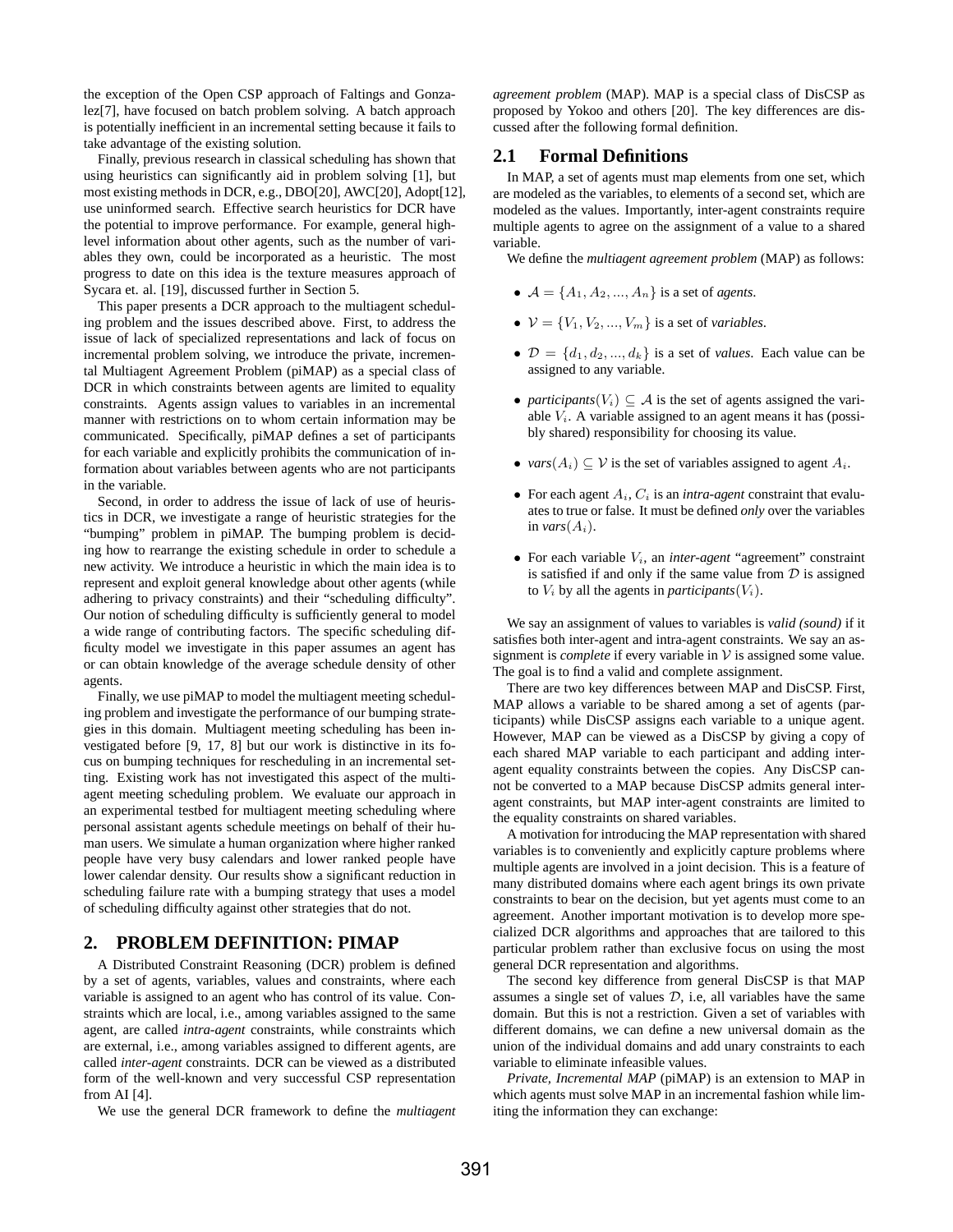the exception of the Open CSP approach of Faltings and Gonzalez[7], have focused on batch problem solving. A batch approach is potentially inefficient in an incremental setting because it fails to take advantage of the existing solution.

Finally, previous research in classical scheduling has shown that using heuristics can significantly aid in problem solving [1], but most existing methods in DCR, e.g., DBO[20], AWC[20], Adopt[12], use uninformed search. Effective search heuristics for DCR have the potential to improve performance. For example, general high-level information about other agents, such as the number of variables they own, could be incorporated as a heuristic. The most progress to date on this idea is the texture measures approach of Sycara et. al. [19], discussed further in Section 5.

This paper presents a DCR approach to the multiagent scheduling problem and the issues described above. First, to address the issue of lack of specialized representations and lack of focus on incremental problem solving, we introduce the private, incremental Multiagent Agreement Problem (piMAP) as a special class of DCR in which constraints between agents are limited to equality constraints. Agents assign values to variables in an incremental manner with restrictions on to whom certain information may be communicated. Specifically, piMAP defines a set of participants for each variable and explicitly prohibits the communication of information about variables between agents who are not participants in the variable.

Second, in order to address the issue of lack of use of heuristics in DCR, we investigate a range of heuristic strategies for the "bumping" problem in piMAP. The bumping problem is deciding how to rearrange the existing schedule in order to schedule a new activity. We introduce a heuristic in which the main idea is to represent and exploit general knowledge about other agents (while adhering to privacy constraints) and their "scheduling difficulty". Our notion of scheduling difficulty is sufficiently general to model a wide range of contributing factors. The specific scheduling difficulty model we investigate in this paper assumes an agent has or can obtain knowledge of the average schedule density of other agents.

Finally, we use piMAP to model the multiagent meeting scheduling problem and investigate the performance of our bumping strategies in this domain. Multiagent meeting scheduling has been investigated before [9, 17, 8] but our work is distinctive in its focus on bumping techniques for rescheduling in an incremental setting. Existing work has not investigated this aspect of the multiagent meeting scheduling problem. We evaluate our approach in an experimental testbed for multiagent meeting scheduling where personal assistant agents schedule meetings on behalf of their human users. We simulate a human organization where higher ranked people have very busy calendars and lower ranked people have lower calendar density. Our results show a significant reduction in scheduling failure rate with a bumping strategy that uses a model of scheduling difficulty against other strategies that do not.

## 2. PROBLEM DEFINITION: PIMAP

A Distributed Constraint Reasoning (DCR) problem is defined by a set of agents, variables, values and constraints, where each variable is assigned to an agent who has control of its value. Constraints which are local, i.e., among variables assigned to the same agent, are called *intra-agent* constraints, while constraints which are external, i.e., among variables assigned to different agents, are called *inter-agent* constraints. DCR can be viewed as a distributed form of the well-known and very successful CSP representation from AI [4].

We use the general DCR framework to define the *multiagent agreement problem* (MAP). MAP is a special class of DisCSP as proposed by Yokoo and others [20]. The key differences are discussed after the following formal definition.

### 2.1 Formal Definitions

In MAP, a set of agents must map elements from one set, which are modeled as the variables, to elements of a second set, which are modeled as the values. Importantly, inter-agent constraints require multiple agents to agree on the assignment of a value to a shared variable.

We define the *multiagent agreement problem* (MAP) as follows:

- $\mathcal{A} = \{A_1, A_2, ..., A_n\}$ is a set of *agents*.
- $\mathcal{V} = \{V_1, V_2, ..., V_m\}$ is a set of *variables*.
- $\mathcal{D} = \{d_1, d_2, ..., d_k\}$ is a set of *values*. Each value can be assigned to any variable.
- *participants*$(V_i) \subseteq \mathcal{A}$ is the set of agents assigned the variable $V_i$. A variable assigned to an agent means it has (possibly shared) responsibility for choosing its value.
- *vars*$(A_i) \subseteq \mathcal{V}$ is the set of variables assigned to agent $A_i$.
- For each agent $A_i$, $C_i$ is an *intra-agent* constraint that evaluates to true or false. It must be defined *only* over the variables in *vars*$(A_i)$.
- For each variable $V_i$, an *inter-agent* "agreement" constraint is satisfied if and only if the same value from $\mathcal{D}$ is assigned to $V_i$ by all the agents in *participants*$(V_i)$.

We say an assignment of values to variables is *valid (sound)* if it satisfies both inter-agent and intra-agent constraints. We say an assignment is *complete* if every variable in $\mathcal{V}$ is assigned some value. The goal is to find a valid and complete assignment.

There are two key differences between MAP and DisCSP. First, MAP allows a variable to be shared among a set of agents (participants) while DisCSP assigns each variable to a unique agent. However, MAP can be viewed as a DisCSP by giving a copy of each shared MAP variable to each participant and adding inter-agent equality constraints between the copies. Any DisCSP cannot be converted to a MAP because DisCSP admits general inter-agent constraints, but MAP inter-agent constraints are limited to the equality constraints on shared variables.

A motivation for introducing the MAP representation with shared variables is to conveniently and explicitly capture problems where multiple agents are involved in a joint decision. This is a feature of many distributed domains where each agent brings its own private constraints to bear on the decision, but yet agents must come to an agreement. Another important motivation is to develop more specialized DCR algorithms and approaches that are tailored to this particular problem rather than exclusive focus on using the most general DCR representation and algorithms.

The second key difference from general DisCSP is that MAP assumes a single set of values $\mathcal{D}$, i.e, all variables have the same domain. But this is not a restriction. Given a set of variables with different domains, we can define a new universal domain as the union of the individual domains and add unary constraints to each variable to eliminate infeasible values.

*Private, Incremental MAP* (piMAP) is an extension to MAP in which agents must solve MAP in an incremental fashion while limiting the information they can exchange: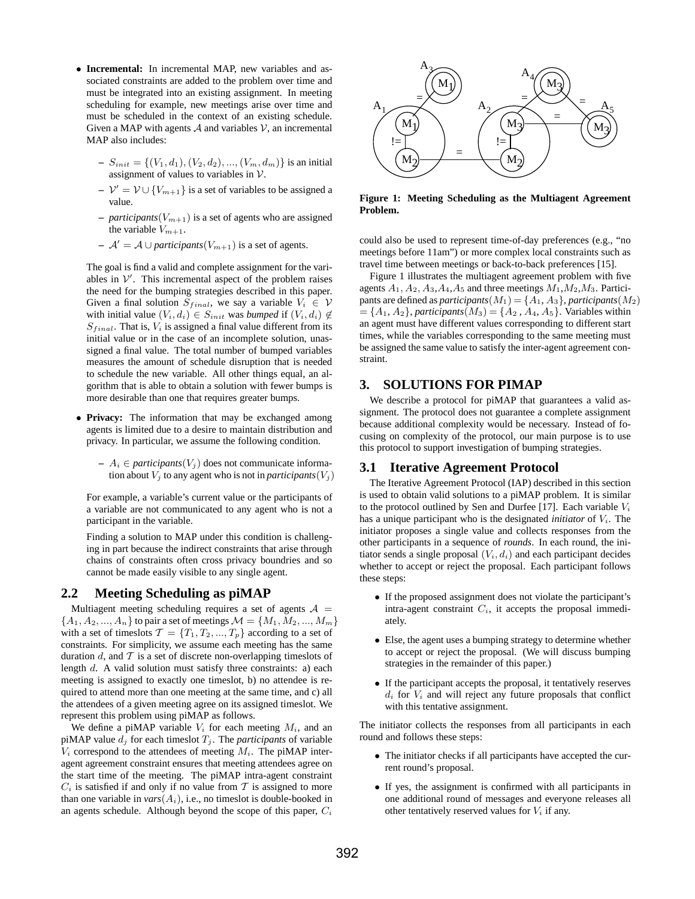- **Incremental:** In incremental MAP, new variables and associated constraints are added to the problem over time and must be integrated into an existing assignment. In meeting scheduling for example, new meetings arise over time and must be scheduled in the context of an existing schedule. Given a MAP with agents $\mathcal{A}$ and variables $\mathcal{V}$, an incremental MAP also includes:

  – $S_{init} = \{(V_1, d_1), (V_2, d_2), ..., (V_m, d_m)\}$ is an initial assignment of values to variables in $\mathcal{V}$.

  – $\mathcal{V}' = \mathcal{V} \cup \{V_{m+1}\}$ is a set of variables to be assigned a value.

  – *participants*$(V_{m+1})$ is a set of agents who are assigned the variable $V_{m+1}$.

  – $\mathcal{A}' = \mathcal{A} \cup$ *participants*$(V_{m+1})$ is a set of agents.

  The goal is find a valid and complete assignment for the variables in $\mathcal{V}'$. This incremental aspect of the problem raises the need for the bumping strategies described in this paper. Given a final solution $S_{final}$, we say a variable $V_i \in \mathcal{V}$ with initial value $(V_i, d_i) \in S_{init}$ was *bumped* if $(V_i, d_i) \notin S_{final}$. That is, $V_i$ is assigned a final value different from its initial value or in the case of an incomplete solution, unassigned a final value. The total number of bumped variables measures the amount of schedule disruption that is needed to schedule the new variable. All other things equal, an algorithm that is able to obtain a solution with fewer bumps is more desirable than one that requires greater bumps.

- **Privacy:** The information that may be exchanged among agents is limited due to a desire to maintain distribution and privacy. In particular, we assume the following condition.

  – $A_i \in$ *participants*$(V_j)$ does not communicate information about $V_j$ to any agent who is not in *participants*$(V_j)$

  For example, a variable's current value or the participants of a variable are not communicated to any agent who is not a participant in the variable.

  Finding a solution to MAP under this condition is challenging in part because the indirect constraints that arise through chains of constraints often cross privacy boundries and so cannot be made easily visible to any single agent.

## 2.2 Meeting Scheduling as piMAP

Multiagent meeting scheduling requires a set of agents $\mathcal{A} = \{A_1, A_2, ..., A_n\}$ to pair a set of meetings $\mathcal{M} = \{M_1, M_2, ..., M_m\}$ with a set of timeslots $\mathcal{T} = \{T_1, T_2, ..., T_p\}$ according to a set of constraints. For simplicity, we assume each meeting has the same duration $d$, and $\mathcal{T}$ is a set of discrete non-overlapping timeslots of length $d$. A valid solution must satisfy three constraints: a) each meeting is assigned to exactly one timeslot, b) no attendee is required to attend more than one meeting at the same time, and c) all the attendees of a given meeting agree on its assigned timeslot. We represent this problem using piMAP as follows.

We define a piMAP variable $V_i$ for each meeting $M_i$, and an piMAP value $d_j$ for each timeslot $T_j$. The *participants* of variable $V_i$ correspond to the attendees of meeting $M_i$. The piMAP inter-agent agreement constraint ensures that meeting attendees agree on the start time of the meeting. The piMAP intra-agent constraint $C_i$ is satisfied if and only if no value from $\mathcal{T}$ is assigned to more than one variable in *vars*$(A_i)$, i.e., no timeslot is double-booked in an agents schedule. Although beyond the scope of this paper, $C_i$ could also be used to represent time-of-day preferences (e.g., "no meetings before 11am") or more complex local constraints such as travel time between meetings or back-to-back preferences [15].

**Figure 1: Meeting Scheduling as the Multiagent Agreement Problem.**

Figure 1 illustrates the multiagent agreement problem with five agents $A_1, A_2, A_3, A_4, A_5$ and three meetings $M_1, M_2, M_3$. Participants are defined as *participants*$(M_1) = \{A_1, A_3\}$, *participants*$(M_2) = \{A_1, A_2\}$, *participants*$(M_3) = \{A_2, A_4, A_5\}$. Variables within an agent must have different values corresponding to different start times, while the variables corresponding to the same meeting must be assigned the same value to satisfy the inter-agent agreement constraint.

# 3. SOLUTIONS FOR PIMAP

We describe a protocol for piMAP that guarantees a valid assignment. The protocol does not guarantee a complete assignment because additional complexity would be necessary. Instead of focusing on complexity of the protocol, our main purpose is to use this protocol to support investigation of bumping strategies.

## 3.1 Iterative Agreement Protocol

The Iterative Agreement Protocol (IAP) described in this section is used to obtain valid solutions to a piMAP problem. It is similar to the protocol outlined by Sen and Durfee [17]. Each variable $V_i$ has a unique participant who is the designated *initiator* of $V_i$. The initiator proposes a single value and collects responses from the other participants in a sequence of *rounds*. In each round, the initiator sends a single proposal $(V_i, d_i)$ and each participant decides whether to accept or reject the proposal. Each participant follows these steps:

- If the proposed assignment does not violate the participant's intra-agent constraint $C_i$, it accepts the proposal immediately.
- Else, the agent uses a bumping strategy to determine whether to accept or reject the proposal. (We will discuss bumping strategies in the remainder of this paper.)
- If the participant accepts the proposal, it tentatively reserves $d_i$ for $V_i$ and will reject any future proposals that conflict with this tentative assignment.

The initiator collects the responses from all participants in each round and follows these steps:

- The initiator checks if all participants have accepted the current round's proposal.
- If yes, the assignment is confirmed with all participants in one additional round of messages and everyone releases all other tentatively reserved values for $V_i$ if any.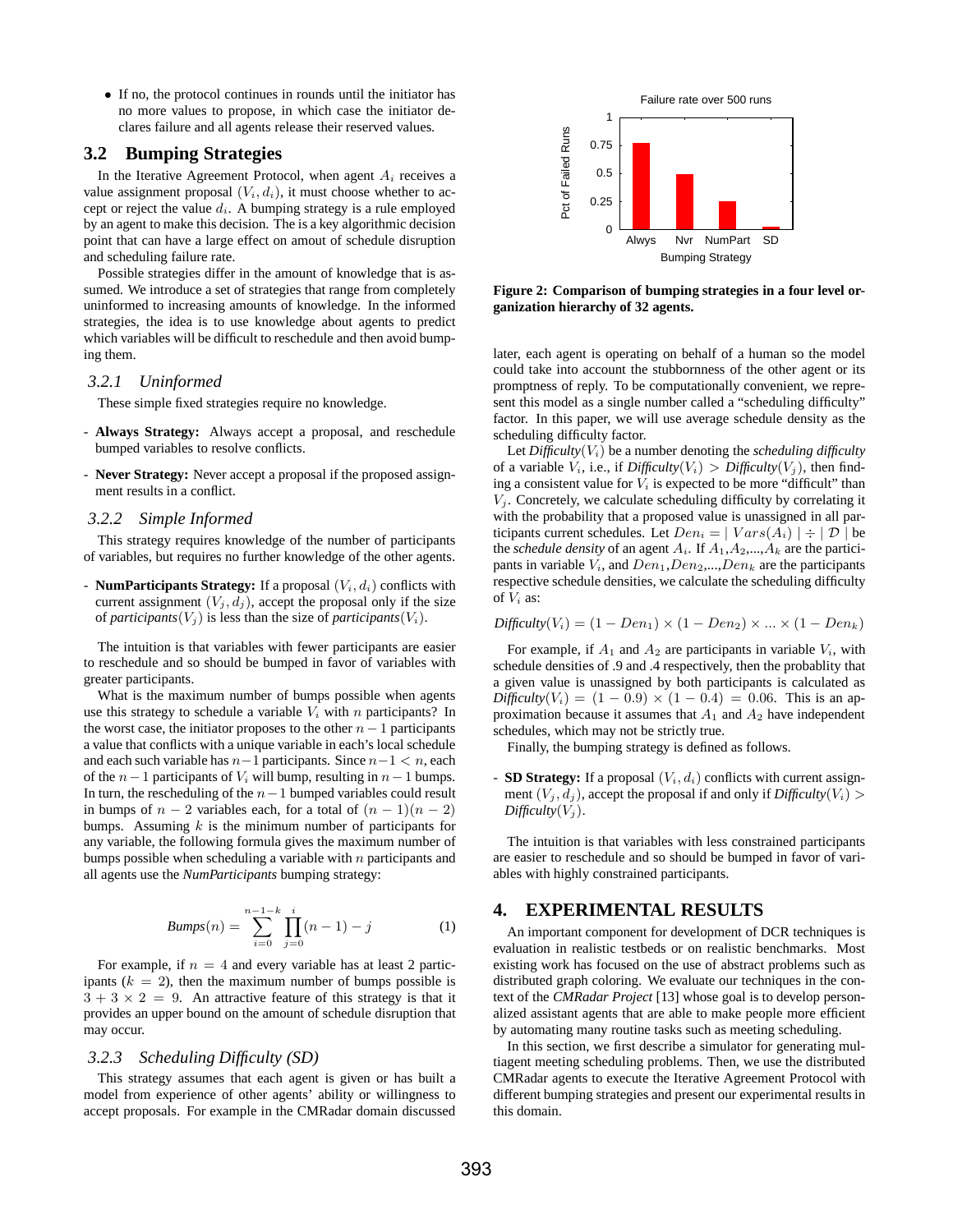- If no, the protocol continues in rounds until the initiator has no more values to propose, in which case the initiator declares failure and all agents release their reserved values.

## 3.2 Bumping Strategies

In the Iterative Agreement Protocol, when agent $A_i$ receives a value assignment proposal $(V_i, d_i)$, it must choose whether to accept or reject the value $d_i$. A bumping strategy is a rule employed by an agent to make this decision. The is a key algorithmic decision point that can have a large effect on amout of schedule disruption and scheduling failure rate.

Possible strategies differ in the amount of knowledge that is assumed. We introduce a set of strategies that range from completely uninformed to increasing amounts of knowledge. In the informed strategies, the idea is to use knowledge about agents to predict which variables will be difficult to reschedule and then avoid bumping them.

### 3.2.1 Uninformed

These simple fixed strategies require no knowledge.

- **Always Strategy:** Always accept a proposal, and reschedule bumped variables to resolve conflicts.
- **Never Strategy:** Never accept a proposal if the proposed assignment results in a conflict.

### 3.2.2 Simple Informed

This strategy requires knowledge of the number of participants of variables, but requires no further knowledge of the other agents.

- **NumParticipants Strategy:** If a proposal $(V_i, d_i)$ conflicts with current assignment $(V_j, d_j)$, accept the proposal only if the size of *participants*$(V_j)$ is less than the size of *participants*$(V_i)$.

The intuition is that variables with fewer participants are easier to reschedule and so should be bumped in favor of variables with greater participants.

What is the maximum number of bumps possible when agents use this strategy to schedule a variable $V_i$ with $n$ participants? In the worst case, the initiator proposes to the other $n-1$ participants a value that conflicts with a unique variable in each's local schedule and each such variable has $n-1$ participants. Since $n-1 < n$, each of the $n-1$ participants of $V_i$ will bump, resulting in $n-1$ bumps. In turn, the rescheduling of the $n-1$ bumped variables could result in bumps of $n-2$ variables each, for a total of $(n-1)(n-2)$ bumps. Assuming $k$ is the minimum number of participants for any variable, the following formula gives the maximum number of bumps possible when scheduling a variable with $n$ participants and all agents use the *NumParticipants* bumping strategy:

$$\textit{Bumps}(n) = \sum_{i=0}^{n-1-k} \prod_{j=0}^{i} (n-1) - j \qquad (1)$$

For example, if $n = 4$ and every variable has at least 2 participants ($k = 2$), then the maximum number of bumps possible is $3 + 3 \times 2 = 9$. An attractive feature of this strategy is that it provides an upper bound on the amount of schedule disruption that may occur.

### 3.2.3 Scheduling Difficulty (SD)

This strategy assumes that each agent is given or has built a model from experience of other agents' ability or willingness to accept proposals. For example in the CMRadar domain discussed later, each agent is operating on behalf of a human so the model could take into account the stubbornness of the other agent or its promptness of reply. To be computationally convenient, we represent this model as a single number called a "scheduling difficulty" factor. In this paper, we will use average schedule density as the scheduling difficulty factor.

Let *Difficulty*$(V_i)$ be a number denoting the *scheduling difficulty* of a variable $V_i$, i.e., if *Difficulty*$(V_i) >$ *Difficulty*$(V_j)$, then finding a consistent value for $V_i$ is expected to be more "difficult" than $V_j$. Concretely, we calculate scheduling difficulty by correlating it with the probability that a proposed value is unassigned in all participants current schedules. Let $Den_i = \mid Vars(A_i) \mid \div \mid \mathcal{D} \mid$ be the *schedule density* of an agent $A_i$. If $A_1$,$A_2$,...,$A_k$ are the participants in variable $V_i$, and $Den_1$,$Den_2$,...,$Den_k$ are the participants respective schedule densities, we calculate the scheduling difficulty of $V_i$ as:

$$\textit{Difficulty}(V_i) = (1 - Den_1) \times (1 - Den_2) \times ... \times (1 - Den_k)$$

For example, if $A_1$ and $A_2$ are participants in variable $V_i$, with schedule densities of .9 and .4 respectively, then the probablity that a given value is unassigned by both participants is calculated as *Difficulty*$(V_i) = (1 - 0.9) \times (1 - 0.4) = 0.06$. This is an approximation because it assumes that $A_1$ and $A_2$ have independent schedules, which may not be strictly true.

Finally, the bumping strategy is defined as follows.

- **SD Strategy:** If a proposal $(V_i, d_i)$ conflicts with current assignment $(V_j, d_j)$, accept the proposal if and only if *Difficulty*$(V_i) >$ *Difficulty*$(V_j)$.

The intuition is that variables with less constrained participants are easier to reschedule and so should be bumped in favor of variables with highly constrained participants.

**Figure 2: Comparison of bumping strategies in a four level organization hierarchy of 32 agents.**

# 4. EXPERIMENTAL RESULTS

An important component for development of DCR techniques is evaluation in realistic testbeds or on realistic benchmarks. Most existing work has focused on the use of abstract problems such as distributed graph coloring. We evaluate our techniques in the context of the *CMRadar Project* [13] whose goal is to develop personalized assistant agents that are able to make people more efficient by automating many routine tasks such as meeting scheduling.

In this section, we first describe a simulator for generating multiagent meeting scheduling problems. Then, we use the distributed CMRadar agents to execute the Iterative Agreement Protocol with different bumping strategies and present our experimental results in this domain.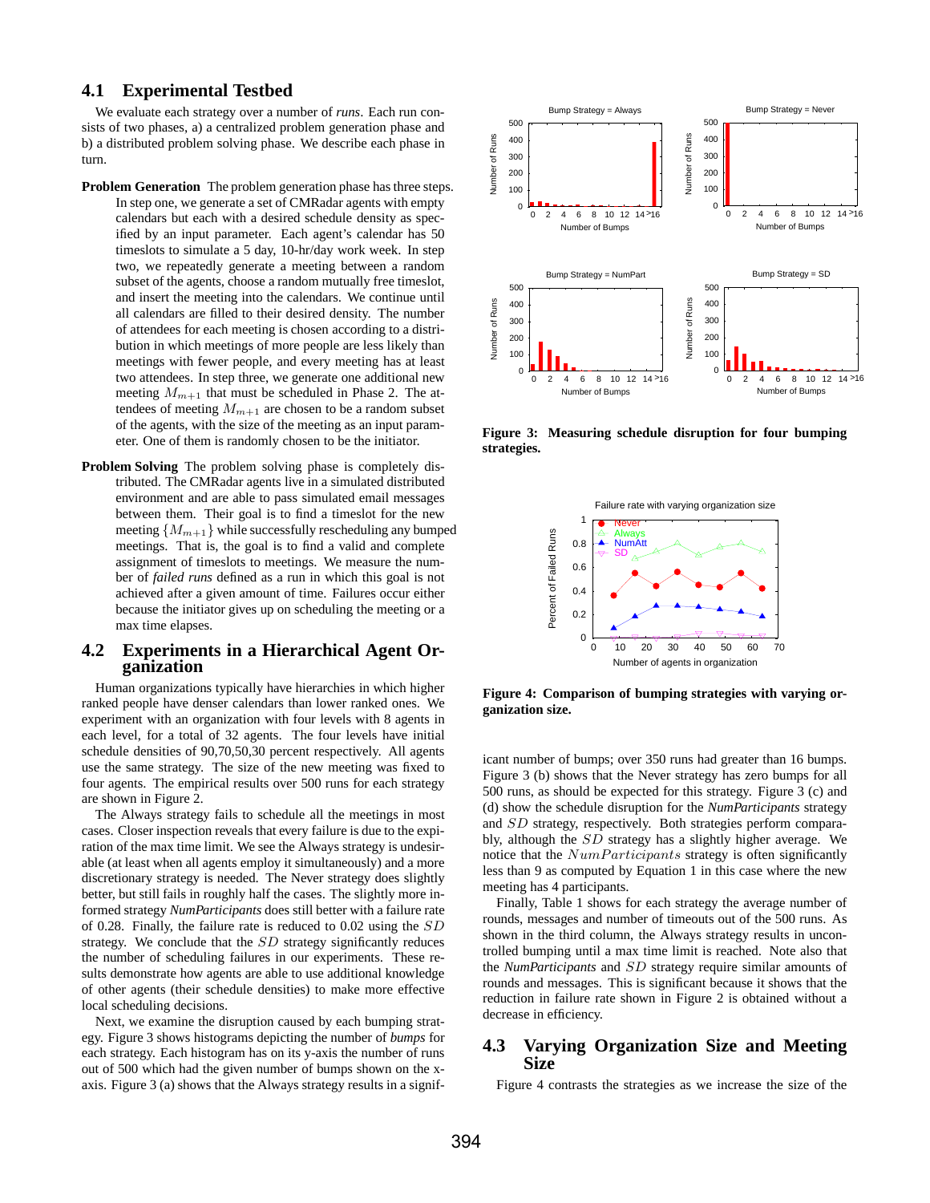## 4.1 Experimental Testbed

We evaluate each strategy over a number of *runs*. Each run consists of two phases, a) a centralized problem generation phase and b) a distributed problem solving phase. We describe each phase in turn.

**Problem Generation** The problem generation phase has three steps. In step one, we generate a set of CMRadar agents with empty calendars but each with a desired schedule density as specified by an input parameter. Each agent's calendar has 50 timeslots to simulate a 5 day, 10-hr/day work week. In step two, we repeatedly generate a meeting between a random subset of the agents, choose a random mutually free timeslot, and insert the meeting into the calendars. We continue until all calendars are filled to their desired density. The number of attendees for each meeting is chosen according to a distribution in which meetings of more people are less likely than meetings with fewer people, and every meeting has at least two attendees. In step three, we generate one additional new meeting $M_{m+1}$ that must be scheduled in Phase 2. The attendees of meeting $M_{m+1}$ are chosen to be a random subset of the agents, with the size of the meeting as an input parameter. One of them is randomly chosen to be the initiator.

**Problem Solving** The problem solving phase is completely distributed. The CMRadar agents live in a simulated distributed environment and are able to pass simulated email messages between them. Their goal is to find a timeslot for the new meeting $\{M_{m+1}\}$ while successfully rescheduling any bumped meetings. That is, the goal is to find a valid and complete assignment of timeslots to meetings. We measure the number of *failed runs* defined as a run in which this goal is not achieved after a given amount of time. Failures occur either because the initiator gives up on scheduling the meeting or a max time elapses.

## 4.2 Experiments in a Hierarchical Agent Organization

Human organizations typically have hierarchies in which higher ranked people have denser calendars than lower ranked ones. We experiment with an organization with four levels with 8 agents in each level, for a total of 32 agents. The four levels have initial schedule densities of 90,70,50,30 percent respectively. All agents use the same strategy. The size of the new meeting was fixed to four agents. The empirical results over 500 runs for each strategy are shown in Figure 2.

The Always strategy fails to schedule all the meetings in most cases. Closer inspection reveals that every failure is due to the expiration of the max time limit. We see the Always strategy is undesirable (at least when all agents employ it simultaneously) and a more discretionary strategy is needed. The Never strategy does slightly better, but still fails in roughly half the cases. The slightly more informed strategy *NumParticipants* does still better with a failure rate of 0.28. Finally, the failure rate is reduced to 0.02 using the $SD$ strategy. We conclude that the $SD$ strategy significantly reduces the number of scheduling failures in our experiments. These results demonstrate how agents are able to use additional knowledge of other agents (their schedule densities) to make more effective local scheduling decisions.

Next, we examine the disruption caused by each bumping strategy. Figure 3 shows histograms depicting the number of *bumps* for each strategy. Each histogram has on its y-axis the number of runs out of 500 which had the given number of bumps shown on the x-axis. Figure 3 (a) shows that the Always strategy results in a significant number of bumps; over 350 runs had greater than 16 bumps. Figure 3 (b) shows that the Never strategy has zero bumps for all 500 runs, as should be expected for this strategy. Figure 3 (c) and (d) show the schedule disruption for the *NumParticipants* strategy and $SD$ strategy, respectively. Both strategies perform comparably, although the $SD$ strategy has a slightly higher average. We notice that the $NumParticipants$ strategy is often significantly less than 9 as computed by Equation 1 in this case where the new meeting has 4 participants.

**Figure 3: Measuring schedule disruption for four bumping strategies.**

**Figure 4: Comparison of bumping strategies with varying organization size.**

Finally, Table 1 shows for each strategy the average number of rounds, messages and number of timeouts out of the 500 runs. As shown in the third column, the Always strategy results in uncontrolled bumping until a max time limit is reached. Note also that the *NumParticipants* and $SD$ strategy require similar amounts of rounds and messages. This is significant because it shows that the reduction in failure rate shown in Figure 2 is obtained without a decrease in efficiency.

## 4.3 Varying Organization Size and Meeting Size

Figure 4 contrasts the strategies as we increase the size of the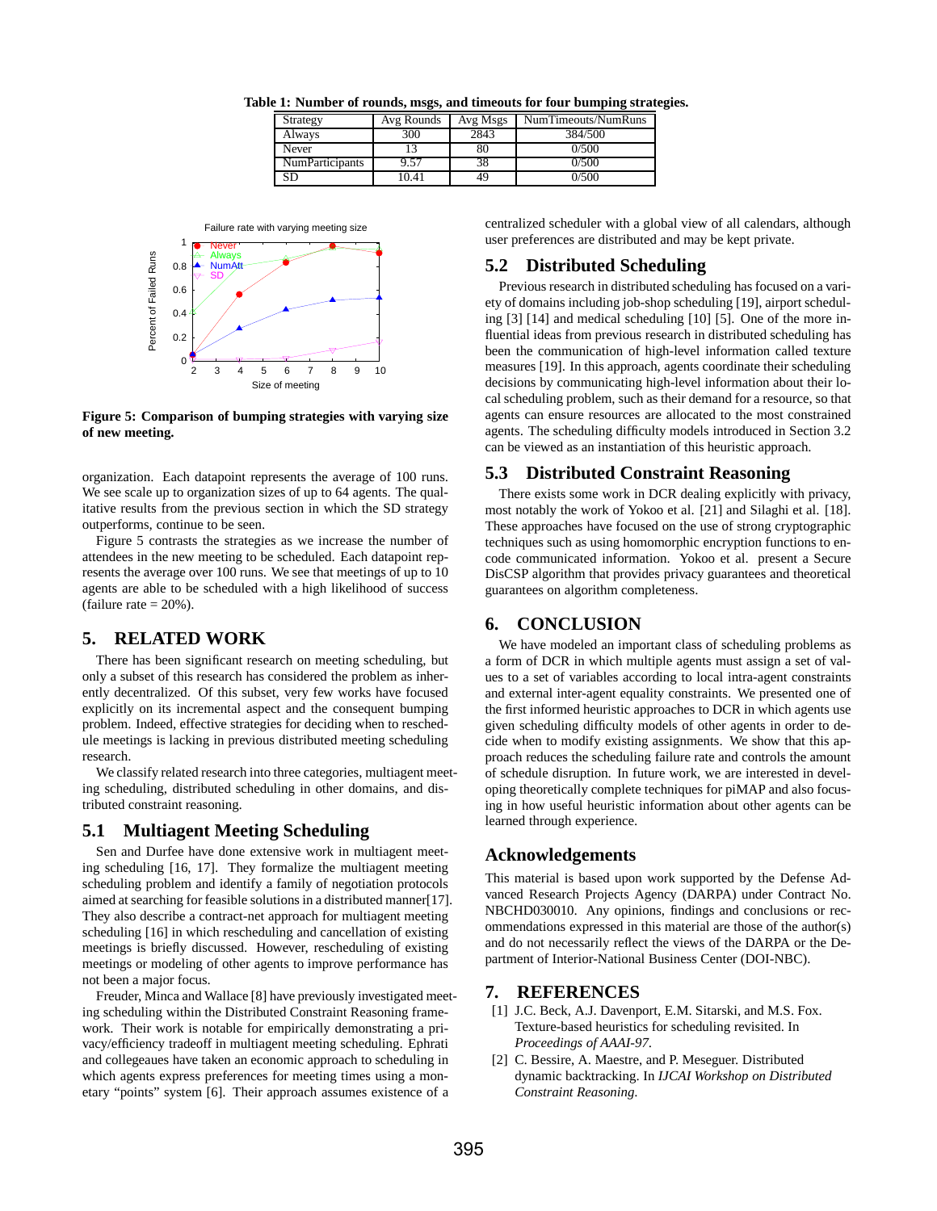**Table 1: Number of rounds, msgs, and timeouts for four bumping strategies.**

| Strategy | Avg Rounds | Avg Msgs | NumTimeouts/NumRuns |
|---|---|---|---|
| Always | 300 | 2843 | 384/500 |
| Never | 13 | 80 | 0/500 |
| NumParticipants | 9.57 | 38 | 0/500 |
| SD | 10.41 | 49 | 0/500 |

**Figure 5: Comparison of bumping strategies with varying size of new meeting.**

organization. Each datapoint represents the average of 100 runs. We see scale up to organization sizes of up to 64 agents. The qualitative results from the previous section in which the SD strategy outperforms, continue to be seen.

Figure 5 contrasts the strategies as we increase the number of attendees in the new meeting to be scheduled. Each datapoint represents the average over 100 runs. We see that meetings of up to 10 agents are able to be scheduled with a high likelihood of success (failure rate = 20%).

## 5. RELATED WORK

There has been significant research on meeting scheduling, but only a subset of this research has considered the problem as inherently decentralized. Of this subset, very few works have focused explicitly on its incremental aspect and the consequent bumping problem. Indeed, effective strategies for deciding when to reschedule meetings is lacking in previous distributed meeting scheduling research.

We classify related research into three categories, multiagent meeting scheduling, distributed scheduling in other domains, and distributed constraint reasoning.

### 5.1 Multiagent Meeting Scheduling

Sen and Durfee have done extensive work in multiagent meeting scheduling [16, 17]. They formalize the multiagent meeting scheduling problem and identify a family of negotiation protocols aimed at searching for feasible solutions in a distributed manner[17]. They also describe a contract-net approach for multiagent meeting scheduling [16] in which rescheduling and cancellation of existing meetings is briefly discussed. However, rescheduling of existing meetings or modeling of other agents to improve performance has not been a major focus.

Freuder, Minca and Wallace [8] have previously investigated meeting scheduling within the Distributed Constraint Reasoning framework. Their work is notable for empirically demonstrating a privacy/efficiency tradeoff in multiagent meeting scheduling. Ephrati and collegeaues have taken an economic approach to scheduling in which agents express preferences for meeting times using a monetary "points" system [6]. Their approach assumes existence of a centralized scheduler with a global view of all calendars, although user preferences are distributed and may be kept private.

### 5.2 Distributed Scheduling

Previous research in distributed scheduling has focused on a variety of domains including job-shop scheduling [19], airport scheduling [3] [14] and medical scheduling [10] [5]. One of the more influential ideas from previous research in distributed scheduling has been the communication of high-level information called texture measures [19]. In this approach, agents coordinate their scheduling decisions by communicating high-level information about their local scheduling problem, such as their demand for a resource, so that agents can ensure resources are allocated to the most constrained agents. The scheduling difficulty models introduced in Section 3.2 can be viewed as an instantiation of this heuristic approach.

### 5.3 Distributed Constraint Reasoning

There exists some work in DCR dealing explicitly with privacy, most notably the work of Yokoo et al. [21] and Silaghi et al. [18]. These approaches have focused on the use of strong cryptographic techniques such as using homomorphic encryption functions to encode communicated information. Yokoo et al. present a Secure DisCSP algorithm that provides privacy guarantees and theoretical guarantees on algorithm completeness.

## 6. CONCLUSION

We have modeled an important class of scheduling problems as a form of DCR in which multiple agents must assign a set of values to a set of variables according to local intra-agent constraints and external inter-agent equality constraints. We presented one of the first informed heuristic approaches to DCR in which agents use given scheduling difficulty models of other agents in order to decide when to modify existing assignments. We show that this approach reduces the scheduling failure rate and controls the amount of schedule disruption. In future work, we are interested in developing theoretically complete techniques for piMAP and also focusing in how useful heuristic information about other agents can be learned through experience.

## Acknowledgements

This material is based upon work supported by the Defense Advanced Research Projects Agency (DARPA) under Contract No. NBCHD030010. Any opinions, findings and conclusions or recommendations expressed in this material are those of the author(s) and do not necessarily reflect the views of the DARPA or the Department of Interior-National Business Center (DOI-NBC).

## 7. REFERENCES

[1] J.C. Beck, A.J. Davenport, E.M. Sitarski, and M.S. Fox. Texture-based heuristics for scheduling revisited. In *Proceedings of AAAI-97.*

[2] C. Bessire, A. Maestre, and P. Meseguer. Distributed dynamic backtracking. In *IJCAI Workshop on Distributed Constraint Reasoning.*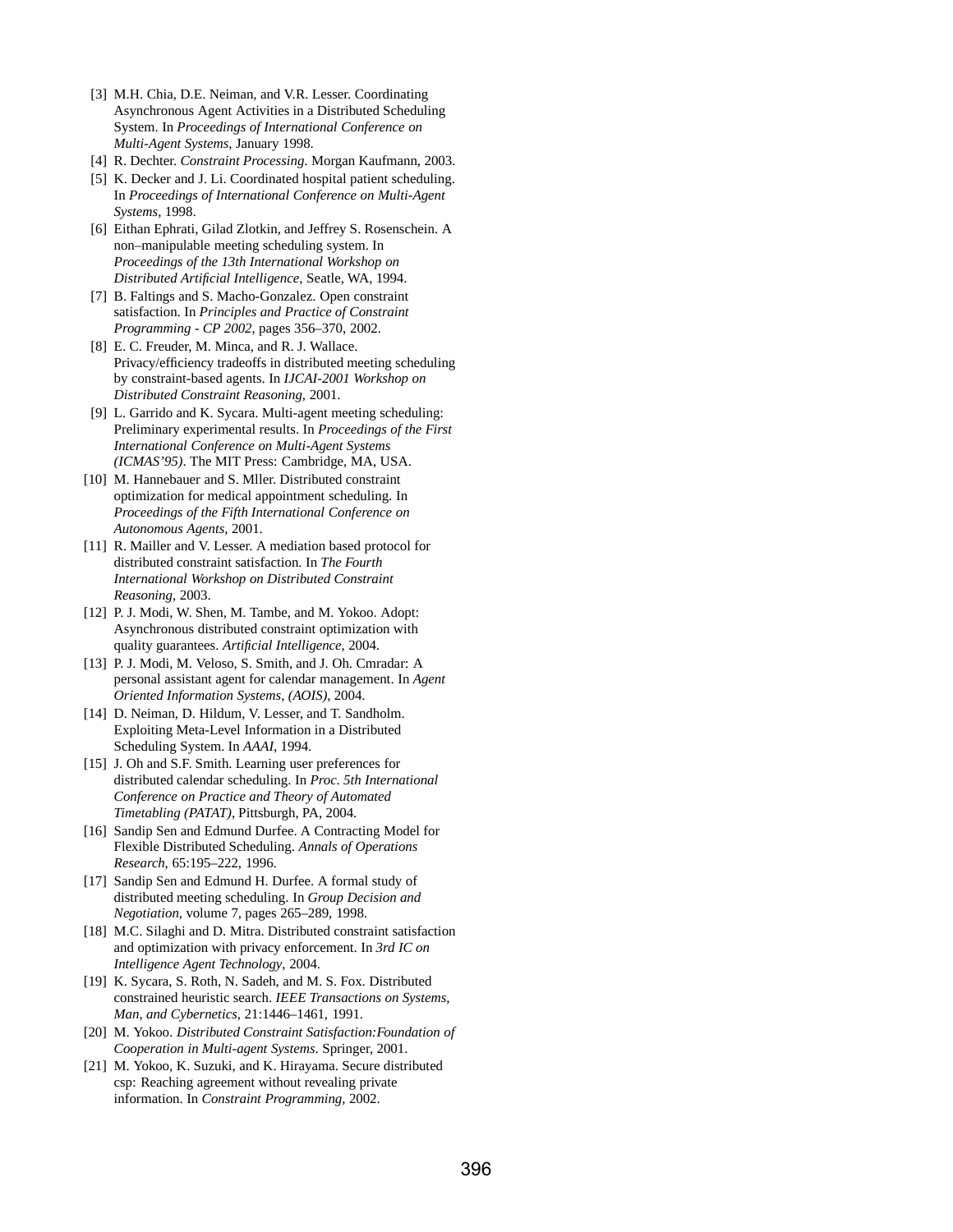[3] M.H. Chia, D.E. Neiman, and V.R. Lesser. Coordinating Asynchronous Agent Activities in a Distributed Scheduling System. In *Proceedings of International Conference on Multi-Agent Systems*, January 1998.

[4] R. Dechter. *Constraint Processing*. Morgan Kaufmann, 2003.

[5] K. Decker and J. Li. Coordinated hospital patient scheduling. In *Proceedings of International Conference on Multi-Agent Systems*, 1998.

[6] Eithan Ephrati, Gilad Zlotkin, and Jeffrey S. Rosenschein. A non–manipulable meeting scheduling system. In *Proceedings of the 13th International Workshop on Distributed Artificial Intelligence*, Seatle, WA, 1994.

[7] B. Faltings and S. Macho-Gonzalez. Open constraint satisfaction. In *Principles and Practice of Constraint Programming - CP 2002*, pages 356–370, 2002.

[8] E. C. Freuder, M. Minca, and R. J. Wallace. Privacy/efficiency tradeoffs in distributed meeting scheduling by constraint-based agents. In *IJCAI-2001 Workshop on Distributed Constraint Reasoning*, 2001.

[9] L. Garrido and K. Sycara. Multi-agent meeting scheduling: Preliminary experimental results. In *Proceedings of the First International Conference on Multi-Agent Systems (ICMAS'95)*. The MIT Press: Cambridge, MA, USA.

[10] M. Hannebauer and S. Mller. Distributed constraint optimization for medical appointment scheduling. In *Proceedings of the Fifth International Conference on Autonomous Agents*, 2001.

[11] R. Mailler and V. Lesser. A mediation based protocol for distributed constraint satisfaction. In *The Fourth International Workshop on Distributed Constraint Reasoning*, 2003.

[12] P. J. Modi, W. Shen, M. Tambe, and M. Yokoo. Adopt: Asynchronous distributed constraint optimization with quality guarantees. *Artificial Intelligence*, 2004.

[13] P. J. Modi, M. Veloso, S. Smith, and J. Oh. Cmradar: A personal assistant agent for calendar management. In *Agent Oriented Information Systems, (AOIS)*, 2004.

[14] D. Neiman, D. Hildum, V. Lesser, and T. Sandholm. Exploiting Meta-Level Information in a Distributed Scheduling System. In *AAAI*, 1994.

[15] J. Oh and S.F. Smith. Learning user preferences for distributed calendar scheduling. In *Proc. 5th International Conference on Practice and Theory of Automated Timetabling (PATAT)*, Pittsburgh, PA, 2004.

[16] Sandip Sen and Edmund Durfee. A Contracting Model for Flexible Distributed Scheduling. *Annals of Operations Research*, 65:195–222, 1996.

[17] Sandip Sen and Edmund H. Durfee. A formal study of distributed meeting scheduling. In *Group Decision and Negotiation*, volume 7, pages 265–289, 1998.

[18] M.C. Silaghi and D. Mitra. Distributed constraint satisfaction and optimization with privacy enforcement. In *3rd IC on Intelligence Agent Technology*, 2004.

[19] K. Sycara, S. Roth, N. Sadeh, and M. S. Fox. Distributed constrained heuristic search. *IEEE Transactions on Systems, Man, and Cybernetics*, 21:1446–1461, 1991.

[20] M. Yokoo. *Distributed Constraint Satisfaction:Foundation of Cooperation in Multi-agent Systems*. Springer, 2001.

[21] M. Yokoo, K. Suzuki, and K. Hirayama. Secure distributed csp: Reaching agreement without revealing private information. In *Constraint Programming*, 2002.